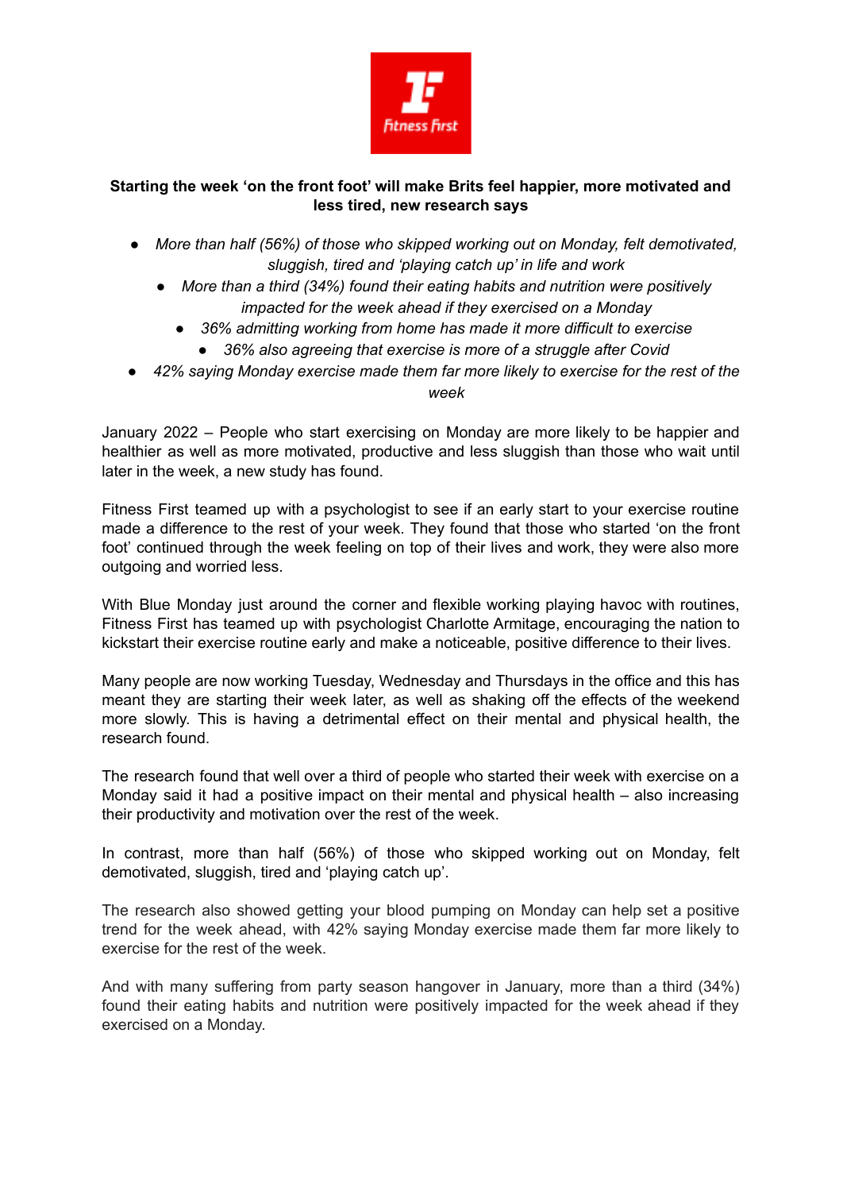**Starting the week 'on the front foot' will make Brits feel happier, more motivated and less tired, new research says**

- *More than half (56%) of those who skipped working out on Monday, felt demotivated, sluggish, tired and 'playing catch up' in life and work*
- *More than a third (34%) found their eating habits and nutrition were positively impacted for the week ahead if they exercised on a Monday*
- *36% admitting working from home has made it more difficult to exercise*
- *36% also agreeing that exercise is more of a struggle after Covid*
- *42% saying Monday exercise made them far more likely to exercise for the rest of the week*

January 2022 – People who start exercising on Monday are more likely to be happier and healthier as well as more motivated, productive and less sluggish than those who wait until later in the week, a new study has found.

Fitness First teamed up with a psychologist to see if an early start to your exercise routine made a difference to the rest of your week. They found that those who started 'on the front foot' continued through the week feeling on top of their lives and work, they were also more outgoing and worried less.

With Blue Monday just around the corner and flexible working playing havoc with routines, Fitness First has teamed up with psychologist Charlotte Armitage, encouraging the nation to kickstart their exercise routine early and make a noticeable, positive difference to their lives.

Many people are now working Tuesday, Wednesday and Thursdays in the office and this has meant they are starting their week later, as well as shaking off the effects of the weekend more slowly. This is having a detrimental effect on their mental and physical health, the research found.

The research found that well over a third of people who started their week with exercise on a Monday said it had a positive impact on their mental and physical health – also increasing their productivity and motivation over the rest of the week.

In contrast, more than half (56%) of those who skipped working out on Monday, felt demotivated, sluggish, tired and 'playing catch up'.

The research also showed getting your blood pumping on Monday can help set a positive trend for the week ahead, with 42% saying Monday exercise made them far more likely to exercise for the rest of the week.

And with many suffering from party season hangover in January, more than a third (34%) found their eating habits and nutrition were positively impacted for the week ahead if they exercised on a Monday.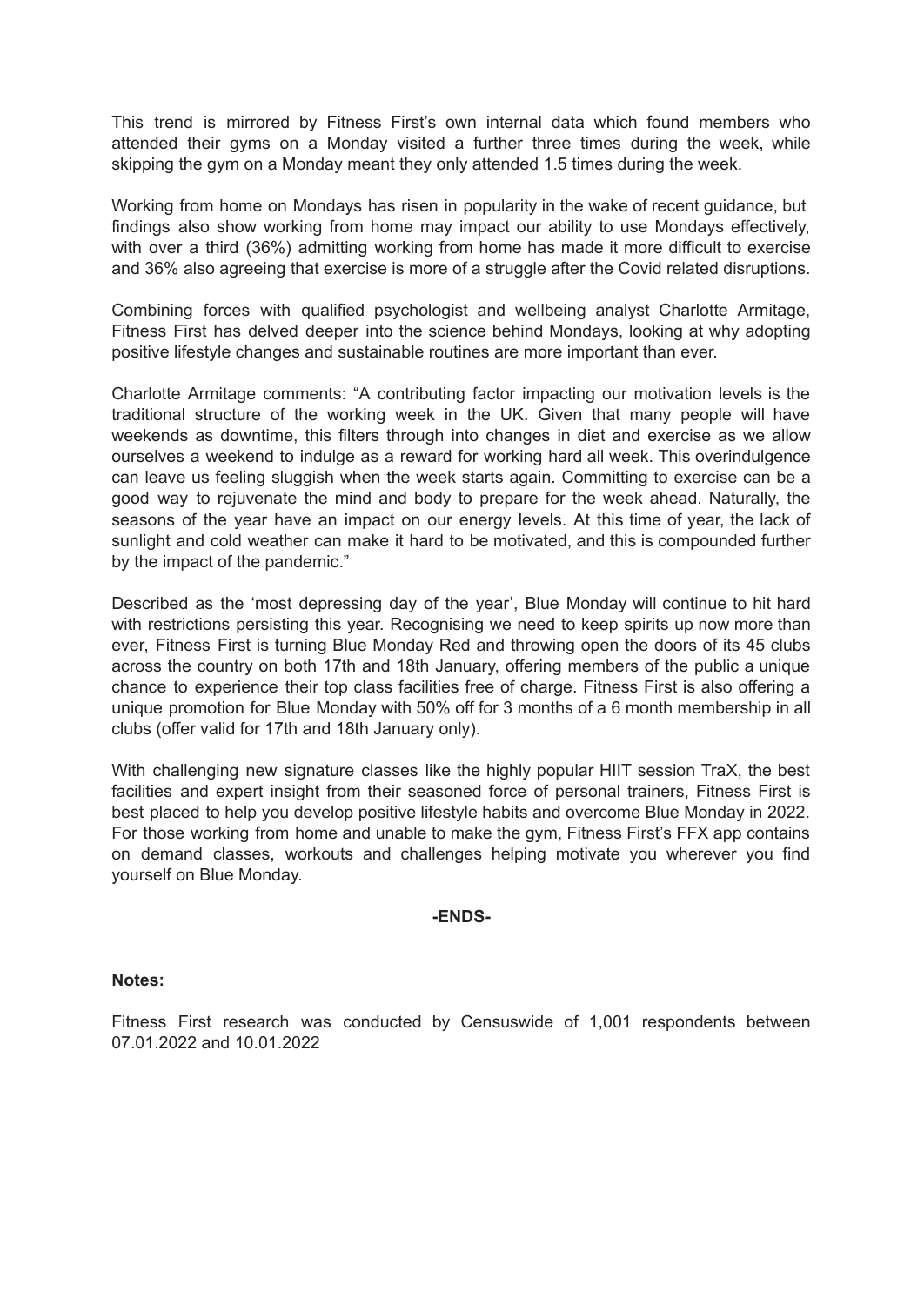This trend is mirrored by Fitness First's own internal data which found members who attended their gyms on a Monday visited a further three times during the week, while skipping the gym on a Monday meant they only attended 1.5 times during the week.

Working from home on Mondays has risen in popularity in the wake of recent guidance, but findings also show working from home may impact our ability to use Mondays effectively, with over a third (36%) admitting working from home has made it more difficult to exercise and 36% also agreeing that exercise is more of a struggle after the Covid related disruptions.

Combining forces with qualified psychologist and wellbeing analyst Charlotte Armitage, Fitness First has delved deeper into the science behind Mondays, looking at why adopting positive lifestyle changes and sustainable routines are more important than ever.

Charlotte Armitage comments: "A contributing factor impacting our motivation levels is the traditional structure of the working week in the UK. Given that many people will have weekends as downtime, this filters through into changes in diet and exercise as we allow ourselves a weekend to indulge as a reward for working hard all week. This overindulgence can leave us feeling sluggish when the week starts again. Committing to exercise can be a good way to rejuvenate the mind and body to prepare for the week ahead. Naturally, the seasons of the year have an impact on our energy levels. At this time of year, the lack of sunlight and cold weather can make it hard to be motivated, and this is compounded further by the impact of the pandemic."

Described as the 'most depressing day of the year', Blue Monday will continue to hit hard with restrictions persisting this year. Recognising we need to keep spirits up now more than ever, Fitness First is turning Blue Monday Red and throwing open the doors of its 45 clubs across the country on both 17th and 18th January, offering members of the public a unique chance to experience their top class facilities free of charge. Fitness First is also offering a unique promotion for Blue Monday with 50% off for 3 months of a 6 month membership in all clubs (offer valid for 17th and 18th January only).

With challenging new signature classes like the highly popular HIIT session TraX, the best facilities and expert insight from their seasoned force of personal trainers, Fitness First is best placed to help you develop positive lifestyle habits and overcome Blue Monday in 2022. For those working from home and unable to make the gym, Fitness First's FFX app contains on demand classes, workouts and challenges helping motivate you wherever you find yourself on Blue Monday.

**-ENDS-**

**Notes:**

Fitness First research was conducted by Censuswide of 1,001 respondents between 07.01.2022 and 10.01.2022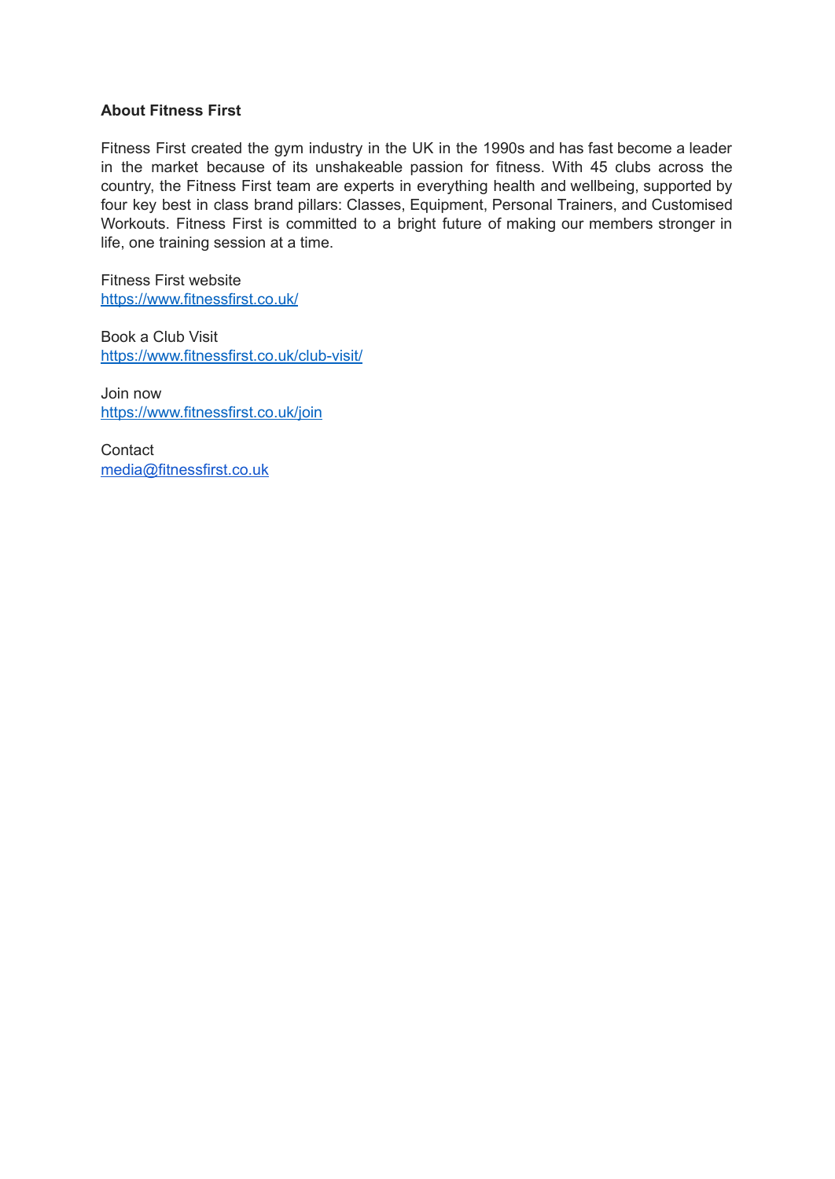**About Fitness First**

Fitness First created the gym industry in the UK in the 1990s and has fast become a leader in the market because of its unshakeable passion for fitness. With 45 clubs across the country, the Fitness First team are experts in everything health and wellbeing, supported by four key best in class brand pillars: Classes, Equipment, Personal Trainers, and Customised Workouts. Fitness First is committed to a bright future of making our members stronger in life, one training session at a time.

Fitness First website
https://www.fitnessfirst.co.uk/

Book a Club Visit
https://www.fitnessfirst.co.uk/club-visit/

Join now
https://www.fitnessfirst.co.uk/join

Contact
media@fitnessfirst.co.uk